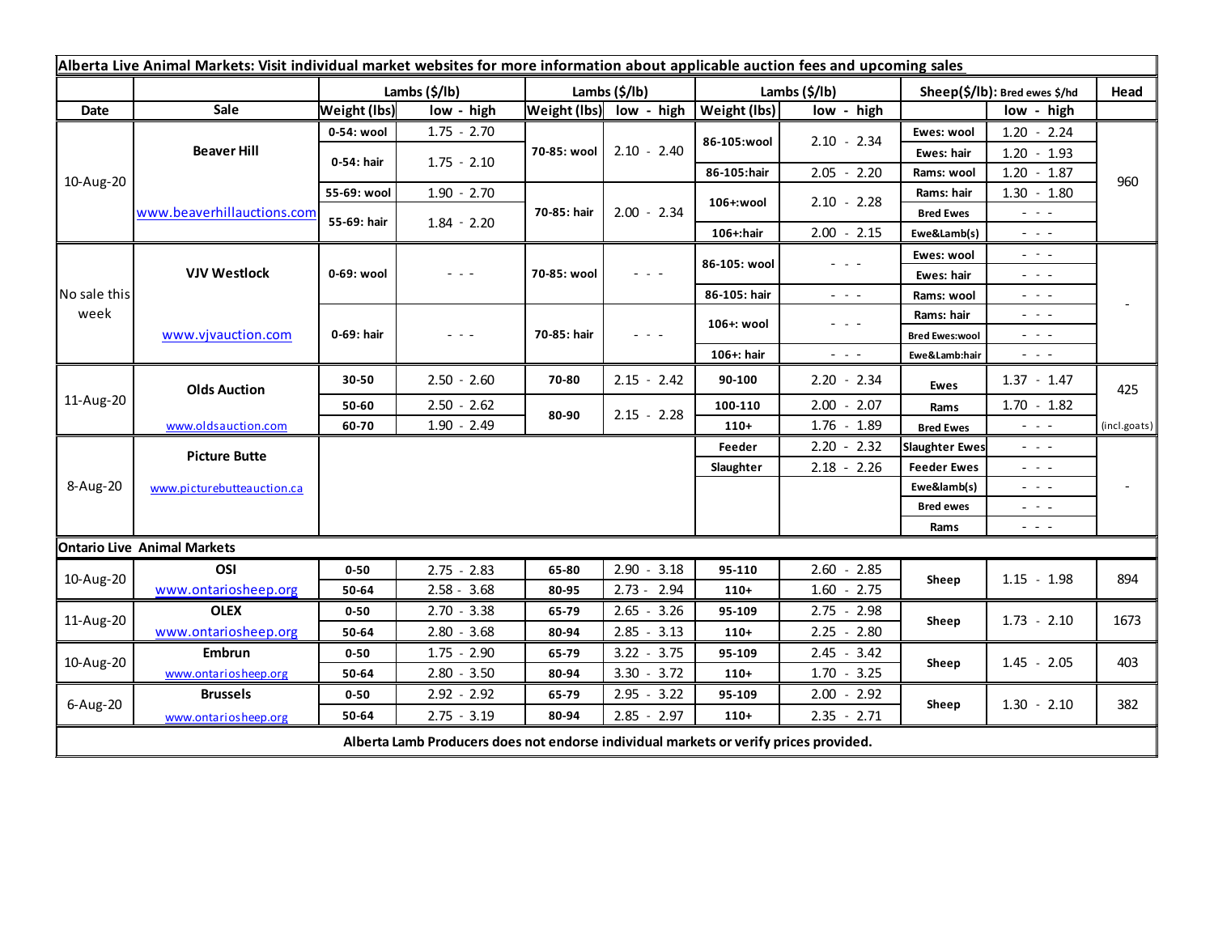**Alberta Live Animal Markets: Visit individual market websites for more information about applicable auction fees and upcoming sales**

| Date | Sale | Lambs ($/lb) | | Lambs ($/lb) | | Lambs ($/lb) | | Sheep($/lb): Bred ewes $/hd | | Head |
|---|---|---|---|---|---|---|---|---|---|---|
| | | Weight (lbs) | low - high | Weight (lbs) | low - high | Weight (lbs) | low - high | | low - high | |
| 10-Aug-20 | Beaver Hill | 0-54: wool | 1.75 - 2.70 | 70-85: wool | 2.10 - 2.40 | 86-105:wool | 2.10 - 2.34 | Ewes: wool | 1.20 - 2.24 | 960 |
| | | 0-54: hair | 1.75 - 2.10 | | | | | Ewes: hair | 1.20 - 1.93 | |
| | | | | | | 86-105:hair | 2.05 - 2.20 | Rams: wool | 1.20 - 1.87 | |
| | | 55-69: wool | 1.90 - 2.70 | 70-85: hair | 2.00 - 2.34 | 106+:wool | 2.10 - 2.28 | Rams: hair | 1.30 - 1.80 | |
| | www.beaverhillauctions.com | 55-69: hair | 1.84 - 2.20 | | | | | Bred Ewes | - - - | |
| | | | | | | 106+:hair | 2.00 - 2.15 | Ewe&Lamb(s) | - - - | |
| No sale this week | VJV Westlock | 0-69: wool | - - - | 70-85: wool | - - - | 86-105: wool | - - - | Ewes: wool | - - - | - |
| | | | | | | | | Ewes: hair | - - - | |
| | | | | | | 86-105: hair | - - - | Rams: wool | - - - | |
| | www.vjvauction.com | 0-69: hair | - - - | 70-85: hair | - - - | 106+: wool | - - - | Rams: hair | - - - | |
| | | | | | | | | Bred Ewes:wool | - - - | |
| | | | | | | 106+: hair | - - - | Ewe&Lamb:hair | - - - | |
| 11-Aug-20 | Olds Auction | 30-50 | 2.50 - 2.60 | 70-80 | 2.15 - 2.42 | 90-100 | 2.20 - 2.34 | Ewes | 1.37 - 1.47 | 425 |
| | | 50-60 | 2.50 - 2.62 | 80-90 | 2.15 - 2.28 | 100-110 | 2.00 - 2.07 | Rams | 1.70 - 1.82 | |
| | www.oldsauction.com | 60-70 | 1.90 - 2.49 | | | 110+ | 1.76 - 1.89 | Bred Ewes | - - - | (incl.goats) |
| 8-Aug-20 | Picture Butte | | | | | Feeder | 2.20 - 2.32 | Slaughter Ewes | - - - | - |
| | www.picturebutteauction.ca | | | | | Slaughter | 2.18 - 2.26 | Feeder Ewes | - - - | |
| | | | | | | | | Ewe&lamb(s) | - - - | |
| | | | | | | | | Bred ewes | - - - | |
| | | | | | | | | Rams | - - - | |

**Ontario Live Animal Markets**

| Date | Sale | Weight (lbs) | low - high | Weight (lbs) | low - high | Weight (lbs) | low - high | | low - high | Head |
|---|---|---|---|---|---|---|---|---|---|---|
| 10-Aug-20 | OSI www.ontariosheep.org | 0-50 | 2.75 - 2.83 | 65-80 | 2.90 - 3.18 | 95-110 | 2.60 - 2.85 | Sheep | 1.15 - 1.98 | 894 |
| | | 50-64 | 2.58 - 3.68 | 80-95 | 2.73 - 2.94 | 110+ | 1.60 - 2.75 | | | |
| 11-Aug-20 | OLEX www.ontariosheep.org | 0-50 | 2.70 - 3.38 | 65-79 | 2.65 - 3.26 | 95-109 | 2.75 - 2.98 | Sheep | 1.73 - 2.10 | 1673 |
| | | 50-64 | 2.80 - 3.68 | 80-94 | 2.85 - 3.13 | 110+ | 2.25 - 2.80 | | | |
| 10-Aug-20 | Embrun www.ontariosheep.org | 0-50 | 1.75 - 2.90 | 65-79 | 3.22 - 3.75 | 95-109 | 2.45 - 3.42 | Sheep | 1.45 - 2.05 | 403 |
| | | 50-64 | 2.80 - 3.50 | 80-94 | 3.30 - 3.72 | 110+ | 1.70 - 3.25 | | | |
| 6-Aug-20 | Brussels www.ontariosheep.org | 0-50 | 2.92 - 2.92 | 65-79 | 2.95 - 3.22 | 95-109 | 2.00 - 2.92 | Sheep | 1.30 - 2.10 | 382 |
| | | 50-64 | 2.75 - 3.19 | 80-94 | 2.85 - 2.97 | 110+ | 2.35 - 2.71 | | | |

**Alberta Lamb Producers does not endorse individual markets or verify prices provided.**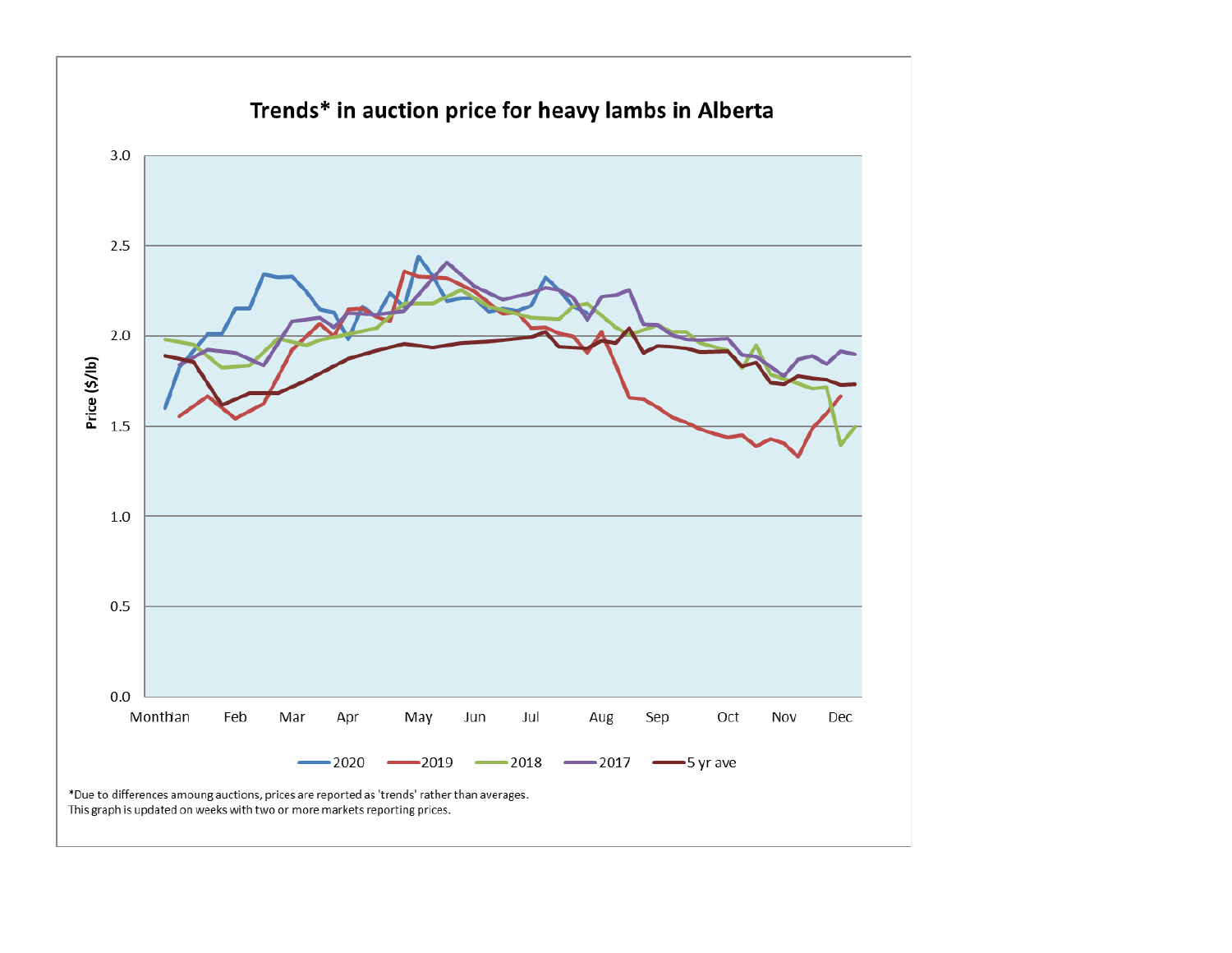## Trends* in auction price for heavy lambs in Alberta

Price ($/lb)

3.0
2.5
2.0
1.5
1.0
0.5
0.0

Month Jan Feb Mar Apr May Jun Jul Aug Sep Oct Nov Dec

2020 2019 2018 2017 5 yr ave

*Due to differences amoung auctions, prices are reported as 'trends' rather than averages.
This graph is updated on weeks with two or more markets reporting prices.